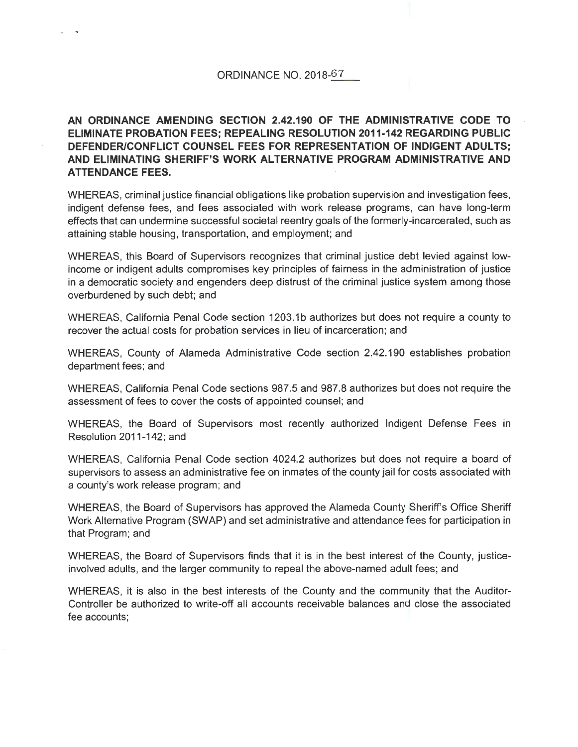# ORDINANCE NO. 2018-67

**AN ORDINANCE AMENDING SECTION 2.42.190 OF THE ADMINISTRATIVE CODE TO ELIMINATE PROBATION FEES; REPEALING RESOLUTION 2011-142 REGARDING PUBLIC DEFENDER/CONFLICT COUNSEL FEES FOR REPRESENTATION OF INDIGENT ADULTS; AND ELIMINATING SHERIFF'S WORK ALTERNATIVE PROGRAM ADMINISTRATIVE AND ATTENDANCE FEES.**

WHEREAS, criminal justice financial obligations like probation supervision and investigation fees, indigent defense fees, and fees associated with work release programs, can have long-term effects that can undermine successful societal reentry goals of the formerly-incarcerated, such as attaining stable housing, transportation, and employment; and

WHEREAS, this Board of Supervisors recognizes that criminal justice debt levied against low-income or indigent adults compromises key principles of fairness in the administration of justice in a democratic society and engenders deep distrust of the criminal justice system among those overburdened by such debt; and

WHEREAS, California Penal Code section 1203.1b authorizes but does not require a county to recover the actual costs for probation services in lieu of incarceration; and

WHEREAS, County of Alameda Administrative Code section 2.42.190 establishes probation department fees; and

WHEREAS, California Penal Code sections 987.5 and 987.8 authorizes but does not require the assessment of fees to cover the costs of appointed counsel; and

WHEREAS, the Board of Supervisors most recently authorized Indigent Defense Fees in Resolution 2011-142; and

WHEREAS, California Penal Code section 4024.2 authorizes but does not require a board of supervisors to assess an administrative fee on inmates of the county jail for costs associated with a county's work release program; and

WHEREAS, the Board of Supervisors has approved the Alameda County Sheriff's Office Sheriff Work Alternative Program (SWAP) and set administrative and attendance fees for participation in that Program; and

WHEREAS, the Board of Supervisors finds that it is in the best interest of the County, justice-involved adults, and the larger community to repeal the above-named adult fees; and

WHEREAS, it is also in the best interests of the County and the community that the Auditor-Controller be authorized to write-off all accounts receivable balances and close the associated fee accounts;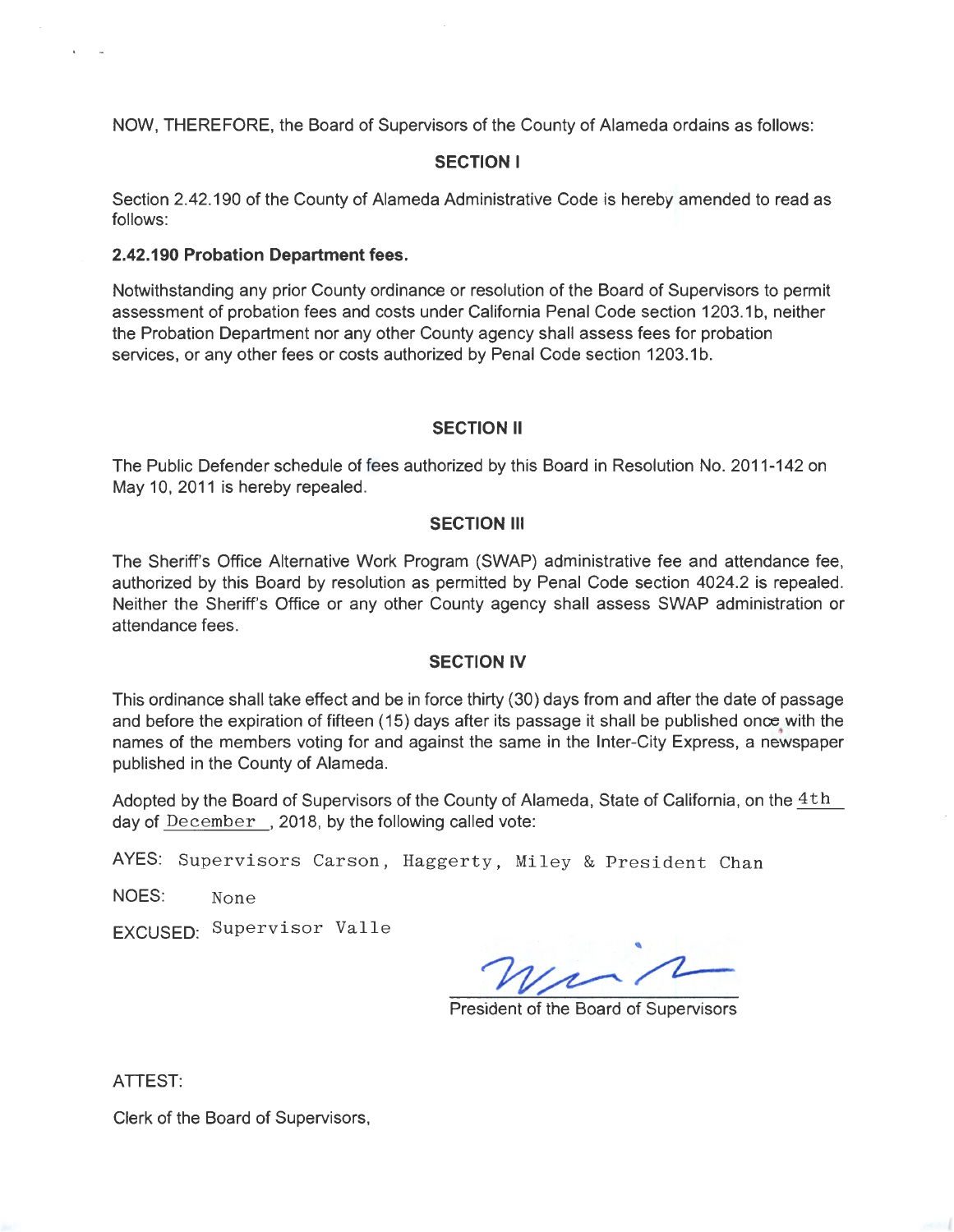NOW, THEREFORE, the Board of Supervisors of the County of Alameda ordains as follows:

**SECTION I**

Section 2.42.190 of the County of Alameda Administrative Code is hereby amended to read as follows:

**2.42.190 Probation Department fees.**

Notwithstanding any prior County ordinance or resolution of the Board of Supervisors to permit assessment of probation fees and costs under California Penal Code section 1203.1b, neither the Probation Department nor any other County agency shall assess fees for probation services, or any other fees or costs authorized by Penal Code section 1203.1b.

**SECTION II**

The Public Defender schedule of fees authorized by this Board in Resolution No. 2011-142 on May 10, 2011 is hereby repealed.

**SECTION III**

The Sheriff's Office Alternative Work Program (SWAP) administrative fee and attendance fee, authorized by this Board by resolution as permitted by Penal Code section 4024.2 is repealed. Neither the Sheriff's Office or any other County agency shall assess SWAP administration or attendance fees.

**SECTION IV**

This ordinance shall take effect and be in force thirty (30) days from and after the date of passage and before the expiration of fifteen (15) days after its passage it shall be published once with the names of the members voting for and against the same in the Inter-City Express, a newspaper published in the County of Alameda.

Adopted by the Board of Supervisors of the County of Alameda, State of California, on the 4th day of December, 2018, by the following called vote:

AYES: Supervisors Carson, Haggerty, Miley & President Chan

NOES: None

EXCUSED: Supervisor Valle

President of the Board of Supervisors

ATTEST:

Clerk of the Board of Supervisors,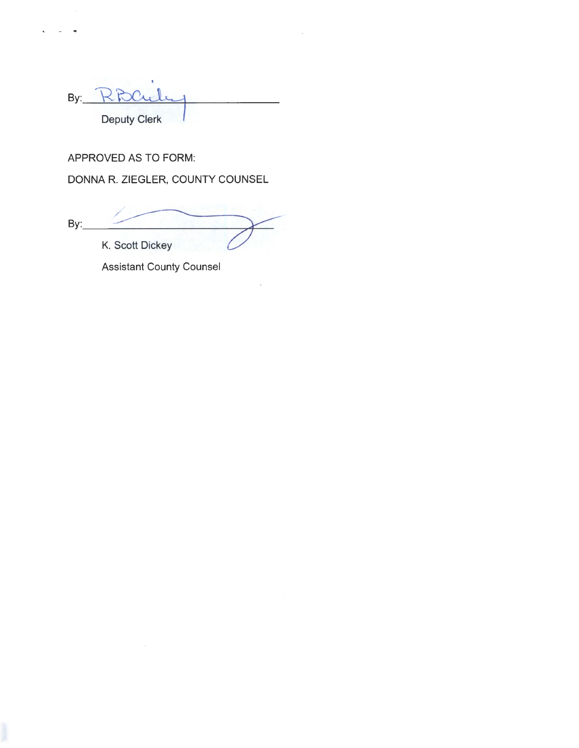By: RBailey

Deputy Clerk

APPROVED AS TO FORM:

DONNA R. ZIEGLER, COUNTY COUNSEL

By: ______________________

K. Scott Dickey

Assistant County Counsel